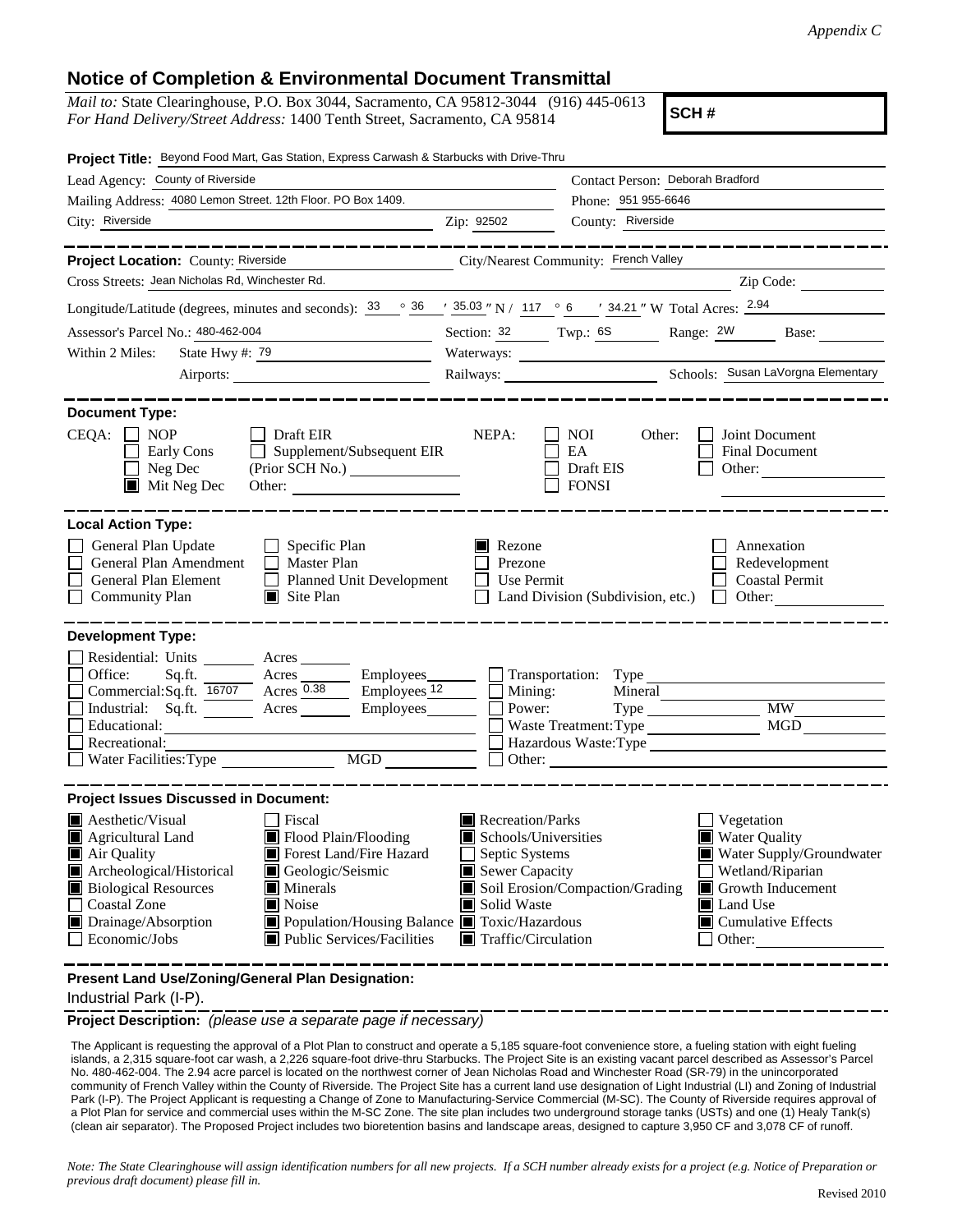*Appendix C*

# Notice of Completion & Environmental Document Transmittal

*Mail to:* State Clearinghouse, P.O. Box 3044, Sacramento, CA 95812-3044 (916) 445-0613
*For Hand Delivery/Street Address:* 1400 Tenth Street, Sacramento, CA 95814

**SCH #**

**Project Title:** Beyond Food Mart, Gas Station, Express Carwash & Starbucks with Drive-Thru

Lead Agency: County of Riverside
Contact Person: Deborah Bradford

Mailing Address: 4080 Lemon Street. 12th Floor. PO Box 1409.
Phone: 951 955-6646

City: Riverside Zip: 92502 County: Riverside

---

**Project Location:** County: Riverside City/Nearest Community: French Valley

Cross Streets: Jean Nicholas Rd, Winchester Rd. Zip Code:

Longitude/Latitude (degrees, minutes and seconds): 33 ° 36 ′ 35.03 ″ N / 117 ° 6 ′ 34.21 ″ W Total Acres: 2.94

Assessor's Parcel No.: 480-462-004 Section: 32 Twp.: 6S Range: 2W Base:

Within 2 Miles: State Hwy #: 79 Waterways:

Airports: Railways: Schools: Susan LaVorgna Elementary

---

**Document Type:**

CEQA:
- ☐ NOP
- ☐ Early Cons
- ☐ Neg Dec
- ■ Mit Neg Dec
- ☐ Draft EIR
- ☐ Supplement/Subsequent EIR (Prior SCH No.)
- Other:

NEPA:
- ☐ NOI
- ☐ EA
- ☐ Draft EIS
- ☐ FONSI

Other:
- ☐ Joint Document
- ☐ Final Document
- ☐ Other:

---

**Local Action Type:**

- ☐ General Plan Update
- ☐ General Plan Amendment
- ☐ General Plan Element
- ☐ Community Plan
- ☐ Specific Plan
- ☐ Master Plan
- ☐ Planned Unit Development
- ■ Site Plan
- ■ Rezone
- ☐ Prezone
- ☐ Use Permit
- ☐ Land Division (Subdivision, etc.)
- ☐ Annexation
- ☐ Redevelopment
- ☐ Coastal Permit
- ☐ Other:

---

**Development Type:**

- ☐ Residential: Units Acres
- ☐ Office: Sq.ft. Acres Employees
- ☐ Commercial: Sq.ft. 16707 Acres 0.38 Employees 12
- ☐ Industrial: Sq.ft. Acres Employees
- ☐ Educational:
- ☐ Recreational:
- ☐ Water Facilities: Type MGD
- ☐ Transportation: Type
- ☐ Mining: Mineral
- ☐ Power: Type MW
- ☐ Waste Treatment: Type MGD
- ☐ Hazardous Waste: Type
- ☐ Other:

---

**Project Issues Discussed in Document:**

- ■ Aesthetic/Visual
- ■ Agricultural Land
- ■ Air Quality
- ■ Archeological/Historical
- ■ Biological Resources
- ☐ Coastal Zone
- ■ Drainage/Absorption
- ☐ Economic/Jobs
- ☐ Fiscal
- ■ Flood Plain/Flooding
- ■ Forest Land/Fire Hazard
- ■ Geologic/Seismic
- ■ Minerals
- ■ Noise
- ■ Population/Housing Balance
- ■ Public Services/Facilities
- ■ Recreation/Parks
- ■ Schools/Universities
- ☐ Septic Systems
- ■ Sewer Capacity
- ■ Soil Erosion/Compaction/Grading
- ■ Solid Waste
- ■ Toxic/Hazardous
- ■ Traffic/Circulation
- ☐ Vegetation
- ■ Water Quality
- ■ Water Supply/Groundwater
- ☐ Wetland/Riparian
- ■ Growth Inducement
- ■ Land Use
- ■ Cumulative Effects
- ☐ Other:

---

**Present Land Use/Zoning/General Plan Designation:**

Industrial Park (I-P).

**Project Description:** *(please use a separate page if necessary)*

The Applicant is requesting the approval of a Plot Plan to construct and operate a 5,185 square-foot convenience store, a fueling station with eight fueling islands, a 2,315 square-foot car wash, a 2,226 square-foot drive-thru Starbucks. The Project Site is an existing vacant parcel described as Assessor's Parcel No. 480-462-004. The 2.94 acre parcel is located on the northwest corner of Jean Nicholas Road and Winchester Road (SR-79) in the unincorporated community of French Valley within the County of Riverside. The Project Site has a current land use designation of Light Industrial (LI) and Zoning of Industrial Park (I-P). The Project Applicant is requesting a Change of Zone to Manufacturing-Service Commercial (M-SC). The County of Riverside requires approval of a Plot Plan for service and commercial uses within the M-SC Zone. The site plan includes two underground storage tanks (USTs) and one (1) Healy Tank(s) (clean air separator). The Proposed Project includes two bioretention basins and landscape areas, designed to capture 3,950 CF and 3,078 CF of runoff.

*Note: The State Clearinghouse will assign identification numbers for all new projects. If a SCH number already exists for a project (e.g. Notice of Preparation or previous draft document) please fill in.*

Revised 2010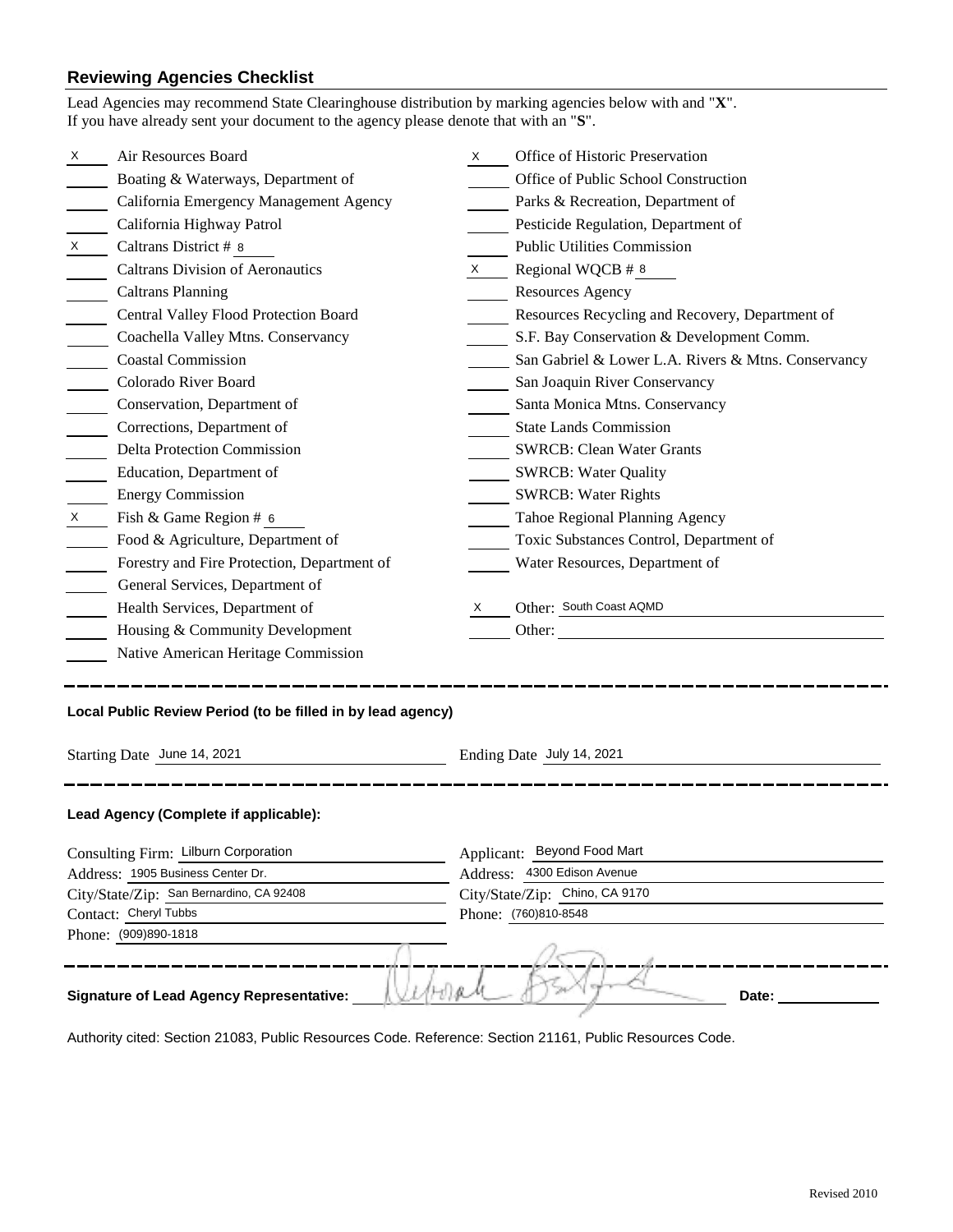## Reviewing Agencies Checklist

Lead Agencies may recommend State Clearinghouse distribution by marking agencies below with and "**X**".
If you have already sent your document to the agency please denote that with an "**S**".

| | | | |
|---|---|---|---|
| X | Air Resources Board | X | Office of Historic Preservation |
| | Boating & Waterways, Department of | | Office of Public School Construction |
| | California Emergency Management Agency | | Parks & Recreation, Department of |
| | California Highway Patrol | | Pesticide Regulation, Department of |
| X | Caltrans District # 8 | | Public Utilities Commission |
| | Caltrans Division of Aeronautics | X | Regional WQCB # 8 |
| | Caltrans Planning | | Resources Agency |
| | Central Valley Flood Protection Board | | Resources Recycling and Recovery, Department of |
| | Coachella Valley Mtns. Conservancy | | S.F. Bay Conservation & Development Comm. |
| | Coastal Commission | | San Gabriel & Lower L.A. Rivers & Mtns. Conservancy |
| | Colorado River Board | | San Joaquin River Conservancy |
| | Conservation, Department of | | Santa Monica Mtns. Conservancy |
| | Corrections, Department of | | State Lands Commission |
| | Delta Protection Commission | | SWRCB: Clean Water Grants |
| | Education, Department of | | SWRCB: Water Quality |
| | Energy Commission | | SWRCB: Water Rights |
| X | Fish & Game Region # 6 | | Tahoe Regional Planning Agency |
| | Food & Agriculture, Department of | | Toxic Substances Control, Department of |
| | Forestry and Fire Protection, Department of | | Water Resources, Department of |
| | General Services, Department of | | |
| | Health Services, Department of | X | Other: South Coast AQMD |
| | Housing & Community Development | | Other: |
| | Native American Heritage Commission | | |

---

**Local Public Review Period (to be filled in by lead agency)**

Starting Date June 14, 2021

Ending Date July 14, 2021

---

**Lead Agency (Complete if applicable):**

| | |
|---|---|
| Consulting Firm: Lilburn Corporation | Applicant: Beyond Food Mart |
| Address: 1905 Business Center Dr. | Address: 4300 Edison Avenue |
| City/State/Zip: San Bernardino, CA 92408 | City/State/Zip: Chino, CA 9170 |
| Contact: Cheryl Tubbs | Phone: (760)810-8548 |
| Phone: (909)890-1818 | |

---

**Signature of Lead Agency Representative:** Deborah [signature] **Date:**

Authority cited: Section 21083, Public Resources Code. Reference: Section 21161, Public Resources Code.

Revised 2010